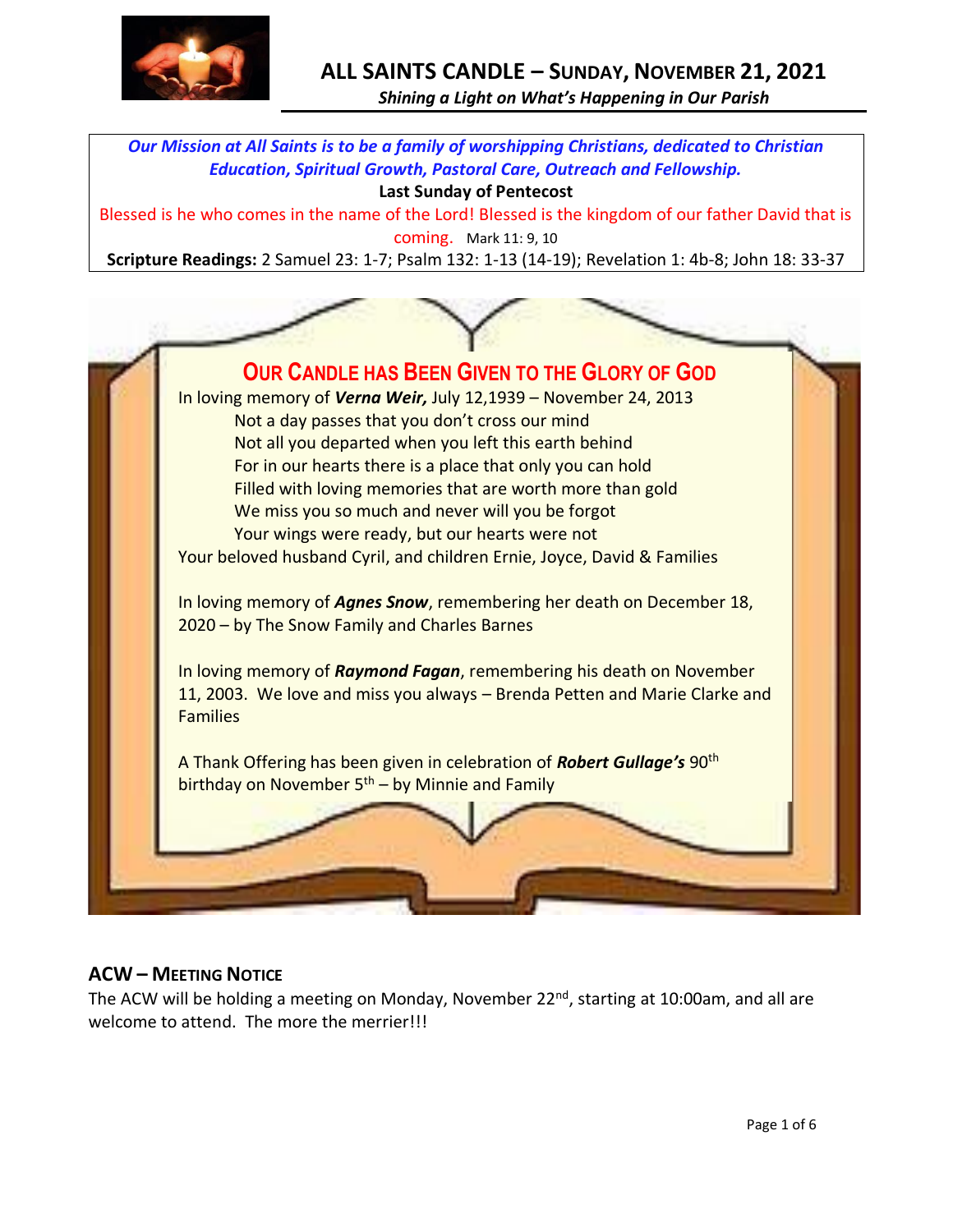# ALL SAINTS CANDLE – SUNDAY, NOVEMBER 21, 2021

***Shining a Light on What's Happening in Our Parish***

***Our Mission at All Saints is to be a family of worshipping Christians, dedicated to Christian Education, Spiritual Growth, Pastoral Care, Outreach and Fellowship.***

**Last Sunday of Pentecost**

Blessed is he who comes in the name of the Lord! Blessed is the kingdom of our father David that is coming. Mark 11: 9, 10

**Scripture Readings:** 2 Samuel 23: 1-7; Psalm 132: 1-13 (14-19); Revelation 1: 4b-8; John 18: 33-37

## OUR CANDLE HAS BEEN GIVEN TO THE GLORY OF GOD

In loving memory of ***Verna Weir,*** July 12,1939 – November 24, 2013

Not a day passes that you don't cross our mind
Not all you departed when you left this earth behind
For in our hearts there is a place that only you can hold
Filled with loving memories that are worth more than gold
We miss you so much and never will you be forgot
Your wings were ready, but our hearts were not

Your beloved husband Cyril, and children Ernie, Joyce, David & Families

In loving memory of ***Agnes Snow***, remembering her death on December 18, 2020 – by The Snow Family and Charles Barnes

In loving memory of ***Raymond Fagan***, remembering his death on November 11, 2003. We love and miss you always – Brenda Petten and Marie Clarke and Families

A Thank Offering has been given in celebration of ***Robert Gullage's*** 90th birthday on November 5th – by Minnie and Family

## ACW – MEETING NOTICE

The ACW will be holding a meeting on Monday, November 22nd, starting at 10:00am, and all are welcome to attend. The more the merrier!!!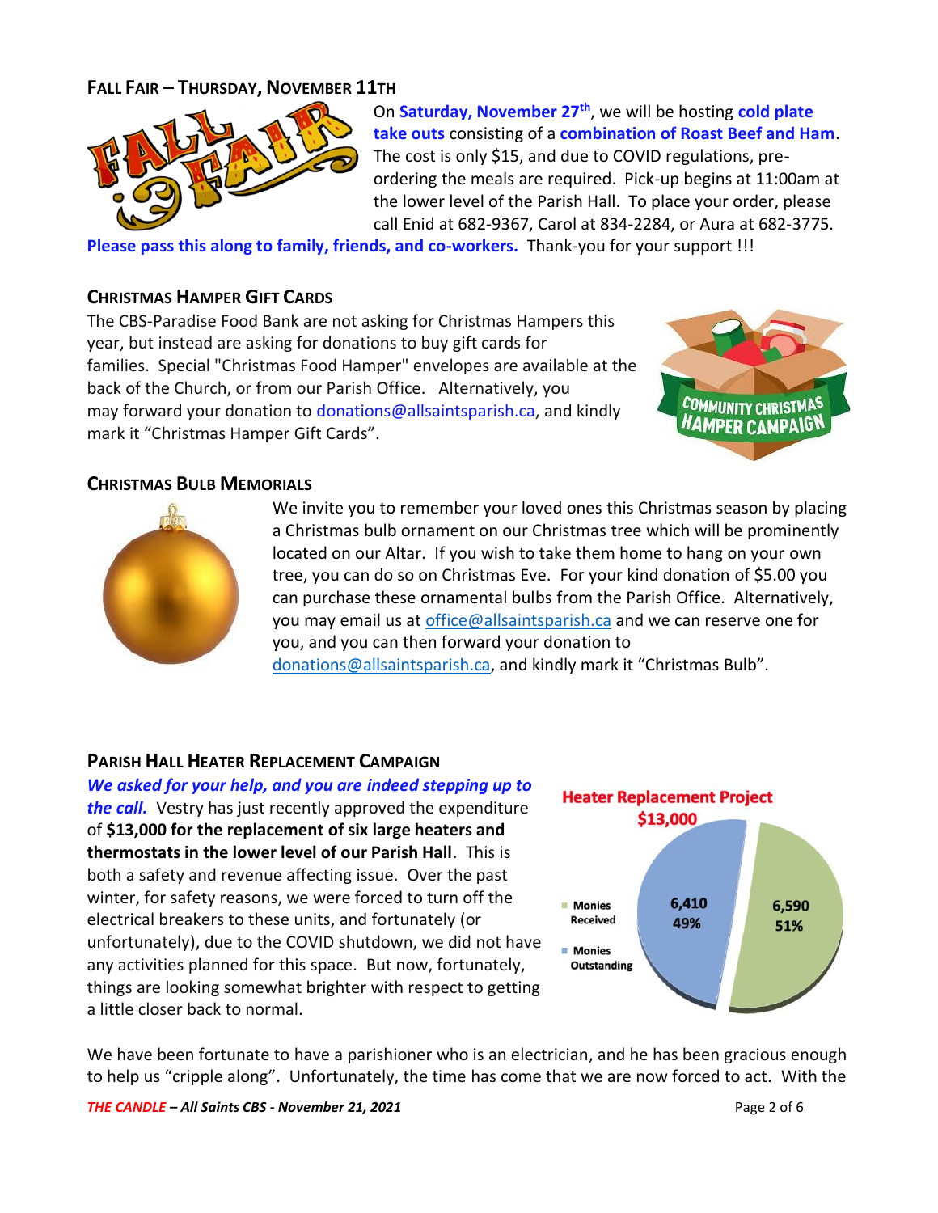## FALL FAIR – THURSDAY, NOVEMBER 11TH

On **Saturday, November 27th**, we will be hosting **cold plate take outs** consisting of a **combination of Roast Beef and Ham**. The cost is only $15, and due to COVID regulations, pre-ordering the meals are required. Pick-up begins at 11:00am at the lower level of the Parish Hall. To place your order, please call Enid at 682-9367, Carol at 834-2284, or Aura at 682-3775.

**Please pass this along to family, friends, and co-workers.** Thank-you for your support !!!

## CHRISTMAS HAMPER GIFT CARDS

The CBS-Paradise Food Bank are not asking for Christmas Hampers this year, but instead are asking for donations to buy gift cards for families. Special "Christmas Food Hamper" envelopes are available at the back of the Church, or from our Parish Office. Alternatively, you may forward your donation to donations@allsaintsparish.ca, and kindly mark it "Christmas Hamper Gift Cards".

## CHRISTMAS BULB MEMORIALS

We invite you to remember your loved ones this Christmas season by placing a Christmas bulb ornament on our Christmas tree which will be prominently located on our Altar. If you wish to take them home to hang on your own tree, you can do so on Christmas Eve. For your kind donation of $5.00 you can purchase these ornamental bulbs from the Parish Office. Alternatively, you may email us at office@allsaintsparish.ca and we can reserve one for you, and you can then forward your donation to donations@allsaintsparish.ca, and kindly mark it "Christmas Bulb".

## PARISH HALL HEATER REPLACEMENT CAMPAIGN

***We asked for your help, and you are indeed stepping up to the call.*** Vestry has just recently approved the expenditure of **$13,000 for the replacement of six large heaters and thermostats in the lower level of our Parish Hall**. This is both a safety and revenue affecting issue. Over the past winter, for safety reasons, we were forced to turn off the electrical breakers to these units, and fortunately (or unfortunately), due to the COVID shutdown, we did not have any activities planned for this space. But now, fortunately, things are looking somewhat brighter with respect to getting a little closer back to normal.

**Heater Replacement Project $13,000**

| | Amount | Percent |
|---|---|---|
| Monies Received | 6,590 | 51% |
| Monies Outstanding | 6,410 | 49% |

We have been fortunate to have a parishioner who is an electrician, and he has been gracious enough to help us "cripple along". Unfortunately, the time has come that we are now forced to act. With the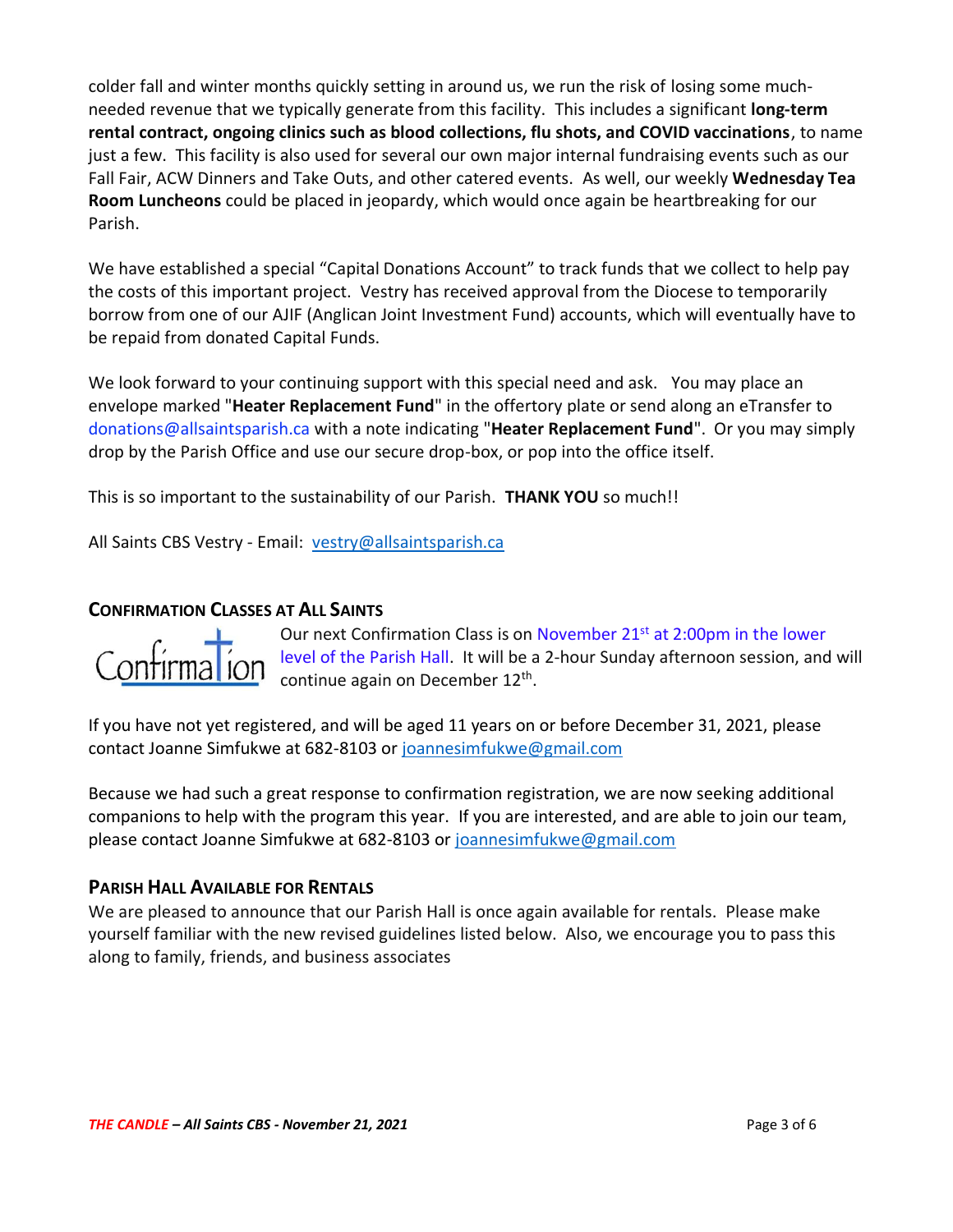colder fall and winter months quickly setting in around us, we run the risk of losing some much-needed revenue that we typically generate from this facility. This includes a significant **long-term rental contract, ongoing clinics such as blood collections, flu shots, and COVID vaccinations**, to name just a few. This facility is also used for several our own major internal fundraising events such as our Fall Fair, ACW Dinners and Take Outs, and other catered events. As well, our weekly **Wednesday Tea Room Luncheons** could be placed in jeopardy, which would once again be heartbreaking for our Parish.

We have established a special "Capital Donations Account" to track funds that we collect to help pay the costs of this important project. Vestry has received approval from the Diocese to temporarily borrow from one of our AJIF (Anglican Joint Investment Fund) accounts, which will eventually have to be repaid from donated Capital Funds.

We look forward to your continuing support with this special need and ask. You may place an envelope marked "**Heater Replacement Fund**" in the offertory plate or send along an eTransfer to donations@allsaintsparish.ca with a note indicating "**Heater Replacement Fund**". Or you may simply drop by the Parish Office and use our secure drop-box, or pop into the office itself.

This is so important to the sustainability of our Parish. **THANK YOU** so much!!

All Saints CBS Vestry - Email: vestry@allsaintsparish.ca

## CONFIRMATION CLASSES AT ALL SAINTS

Our next Confirmation Class is on November 21st at 2:00pm in the lower level of the Parish Hall. It will be a 2-hour Sunday afternoon session, and will continue again on December 12th.

If you have not yet registered, and will be aged 11 years on or before December 31, 2021, please contact Joanne Simfukwe at 682-8103 or joannesimfukwe@gmail.com

Because we had such a great response to confirmation registration, we are now seeking additional companions to help with the program this year. If you are interested, and are able to join our team, please contact Joanne Simfukwe at 682-8103 or joannesimfukwe@gmail.com

## PARISH HALL AVAILABLE FOR RENTALS

We are pleased to announce that our Parish Hall is once again available for rentals. Please make yourself familiar with the new revised guidelines listed below. Also, we encourage you to pass this along to family, friends, and business associates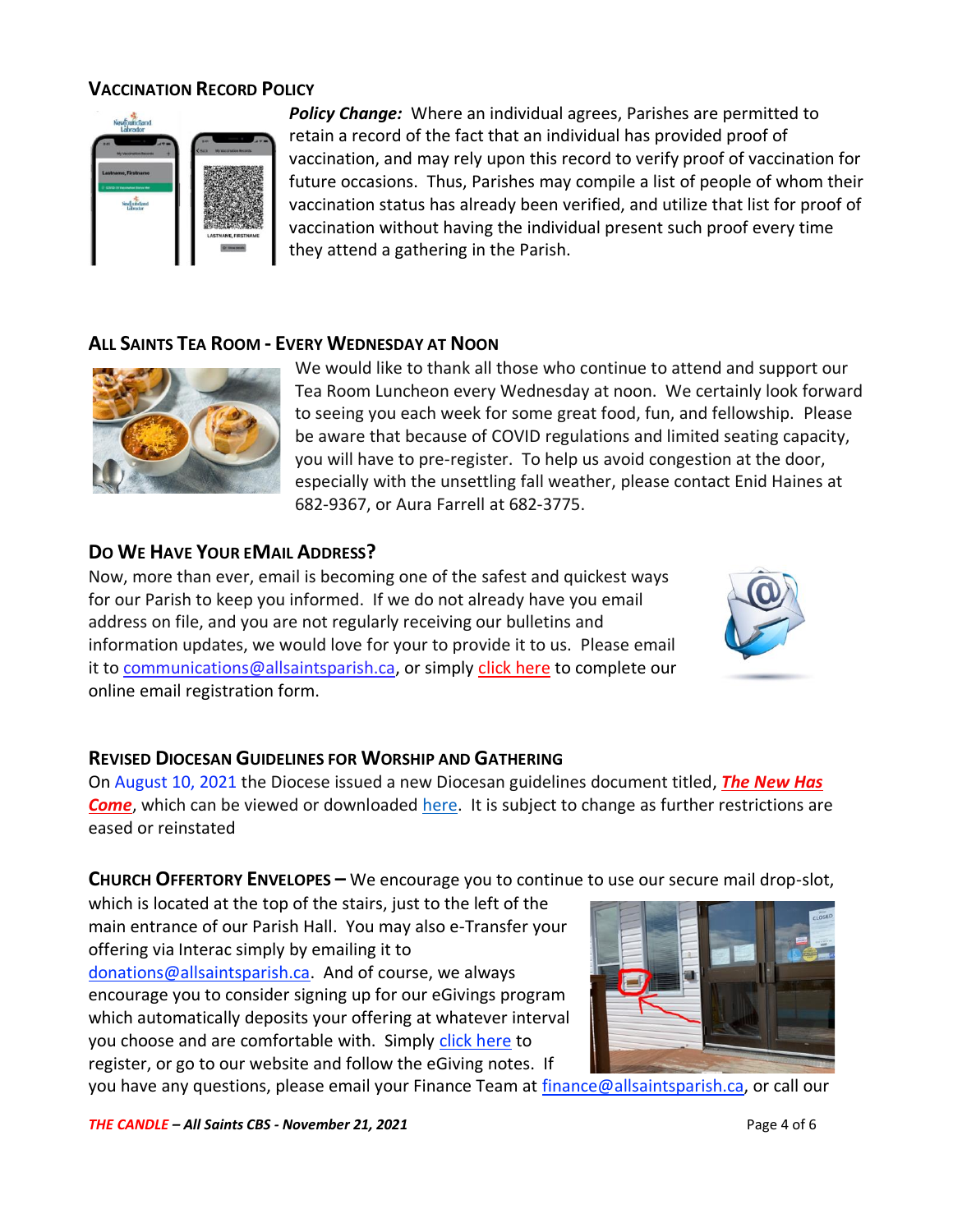## VACCINATION RECORD POLICY

***Policy Change:*** Where an individual agrees, Parishes are permitted to retain a record of the fact that an individual has provided proof of vaccination, and may rely upon this record to verify proof of vaccination for future occasions. Thus, Parishes may compile a list of people of whom their vaccination status has already been verified, and utilize that list for proof of vaccination without having the individual present such proof every time they attend a gathering in the Parish.

## ALL SAINTS TEA ROOM - EVERY WEDNESDAY AT NOON

We would like to thank all those who continue to attend and support our Tea Room Luncheon every Wednesday at noon. We certainly look forward to seeing you each week for some great food, fun, and fellowship. Please be aware that because of COVID regulations and limited seating capacity, you will have to pre-register. To help us avoid congestion at the door, especially with the unsettling fall weather, please contact Enid Haines at 682-9367, or Aura Farrell at 682-3775.

## DO WE HAVE YOUR EMAIL ADDRESS?

Now, more than ever, email is becoming one of the safest and quickest ways for our Parish to keep you informed. If we do not already have you email address on file, and you are not regularly receiving our bulletins and information updates, we would love for your to provide it to us. Please email it to communications@allsaintsparish.ca, or simply click here to complete our online email registration form.

## REVISED DIOCESAN GUIDELINES FOR WORSHIP AND GATHERING

On August 10, 2021 the Diocese issued a new Diocesan guidelines document titled, ***The New Has Come***, which can be viewed or downloaded here. It is subject to change as further restrictions are eased or reinstated

**CHURCH OFFERTORY ENVELOPES –** We encourage you to continue to use our secure mail drop-slot, which is located at the top of the stairs, just to the left of the main entrance of our Parish Hall. You may also e-Transfer your offering via Interac simply by emailing it to donations@allsaintsparish.ca. And of course, we always encourage you to consider signing up for our eGivings program which automatically deposits your offering at whatever interval you choose and are comfortable with. Simply click here to register, or go to our website and follow the eGiving notes. If you have any questions, please email your Finance Team at finance@allsaintsparish.ca, or call our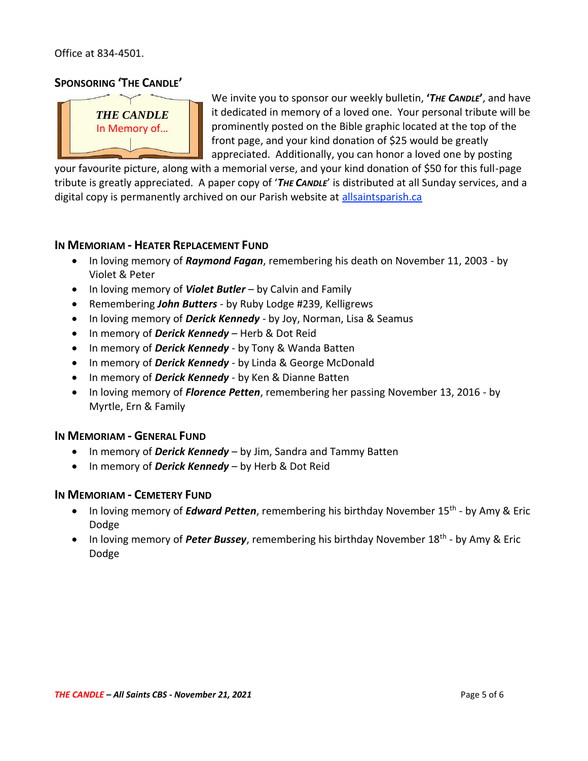Office at 834-4501.

### SPONSORING 'THE CANDLE'

THE CANDLE
In Memory of…

We invite you to sponsor our weekly bulletin, **'*THE CANDLE*'**, and have it dedicated in memory of a loved one. Your personal tribute will be prominently posted on the Bible graphic located at the top of the front page, and your kind donation of $25 would be greatly appreciated. Additionally, you can honor a loved one by posting your favourite picture, along with a memorial verse, and your kind donation of $50 for this full-page tribute is greatly appreciated. A paper copy of '*THE CANDLE*' is distributed at all Sunday services, and a digital copy is permanently archived on our Parish website at allsaintsparish.ca

### IN MEMORIAM - HEATER REPLACEMENT FUND

- In loving memory of ***Raymond Fagan***, remembering his death on November 11, 2003 - by Violet & Peter
- In loving memory of ***Violet Butler*** – by Calvin and Family
- Remembering ***John Butters*** - by Ruby Lodge #239, Kelligrews
- In loving memory of ***Derick Kennedy*** - by Joy, Norman, Lisa & Seamus
- In memory of ***Derick Kennedy*** – Herb & Dot Reid
- In memory of ***Derick Kennedy*** - by Tony & Wanda Batten
- In memory of ***Derick Kennedy*** - by Linda & George McDonald
- In memory of ***Derick Kennedy*** - by Ken & Dianne Batten
- In loving memory of ***Florence Petten***, remembering her passing November 13, 2016 - by Myrtle, Ern & Family

### IN MEMORIAM - GENERAL FUND

- In memory of ***Derick Kennedy*** – by Jim, Sandra and Tammy Batten
- In memory of ***Derick Kennedy*** – by Herb & Dot Reid

### IN MEMORIAM - CEMETERY FUND

- In loving memory of ***Edward Petten***, remembering his birthday November 15th - by Amy & Eric Dodge
- In loving memory of ***Peter Bussey***, remembering his birthday November 18th - by Amy & Eric Dodge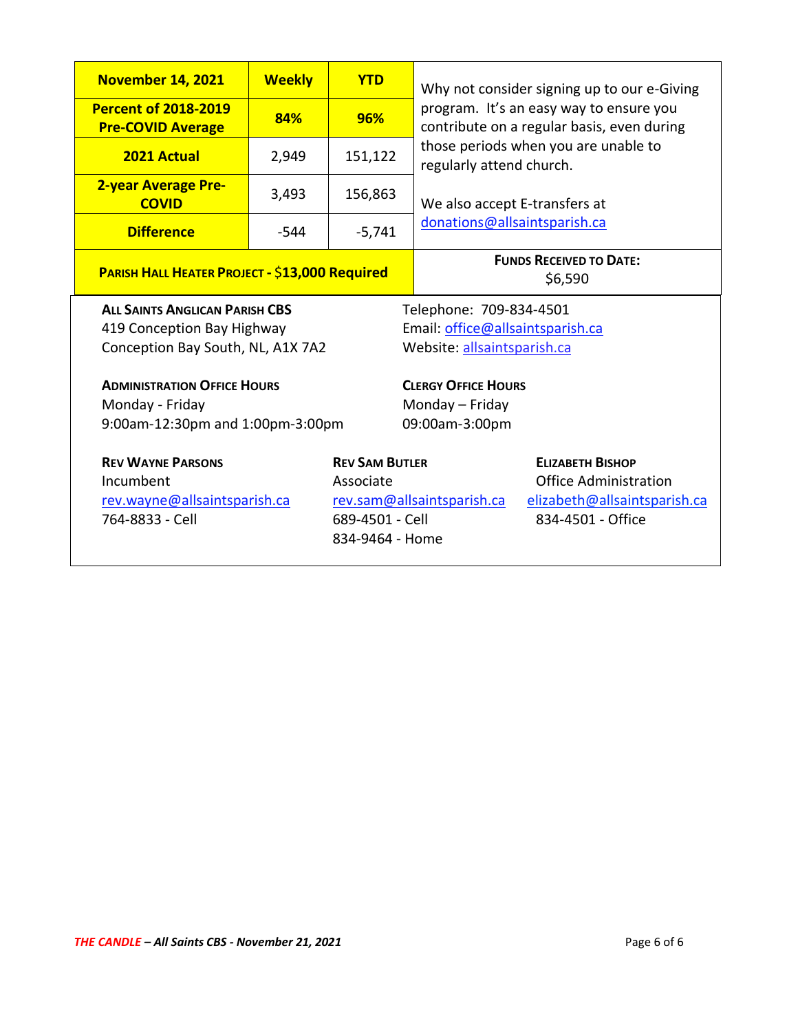| November 14, 2021 | Weekly | YTD |
| --- | --- | --- |
| Percent of 2018-2019 Pre-COVID Average | 84% | 96% |
| 2021 Actual | 2,949 | 151,122 |
| 2-year Average Pre-COVID | 3,493 | 156,863 |
| Difference | -544 | -5,741 |

Why not consider signing up to our e-Giving program. It's an easy way to ensure you contribute on a regular basis, even during those periods when you are unable to regularly attend church.

We also accept E-transfers at donations@allsaintsparish.ca

| PARISH HALL HEATER PROJECT - $13,000 Required | FUNDS RECEIVED TO DATE: $6,590 |
| --- | --- |

**ALL SAINTS ANGLICAN PARISH CBS**
419 Conception Bay Highway
Conception Bay South, NL, A1X 7A2

Telephone: 709-834-4501
Email: office@allsaintsparish.ca
Website: allsaintsparish.ca

**ADMINISTRATION OFFICE HOURS**
Monday - Friday
9:00am-12:30pm and 1:00pm-3:00pm

**CLERGY OFFICE HOURS**
Monday – Friday
09:00am-3:00pm

**REV WAYNE PARSONS**
Incumbent
rev.wayne@allsaintsparish.ca
764-8833 - Cell

**REV SAM BUTLER**
Associate
rev.sam@allsaintsparish.ca
689-4501 - Cell
834-9464 - Home

**ELIZABETH BISHOP**
Office Administration
elizabeth@allsaintsparish.ca
834-4501 - Office